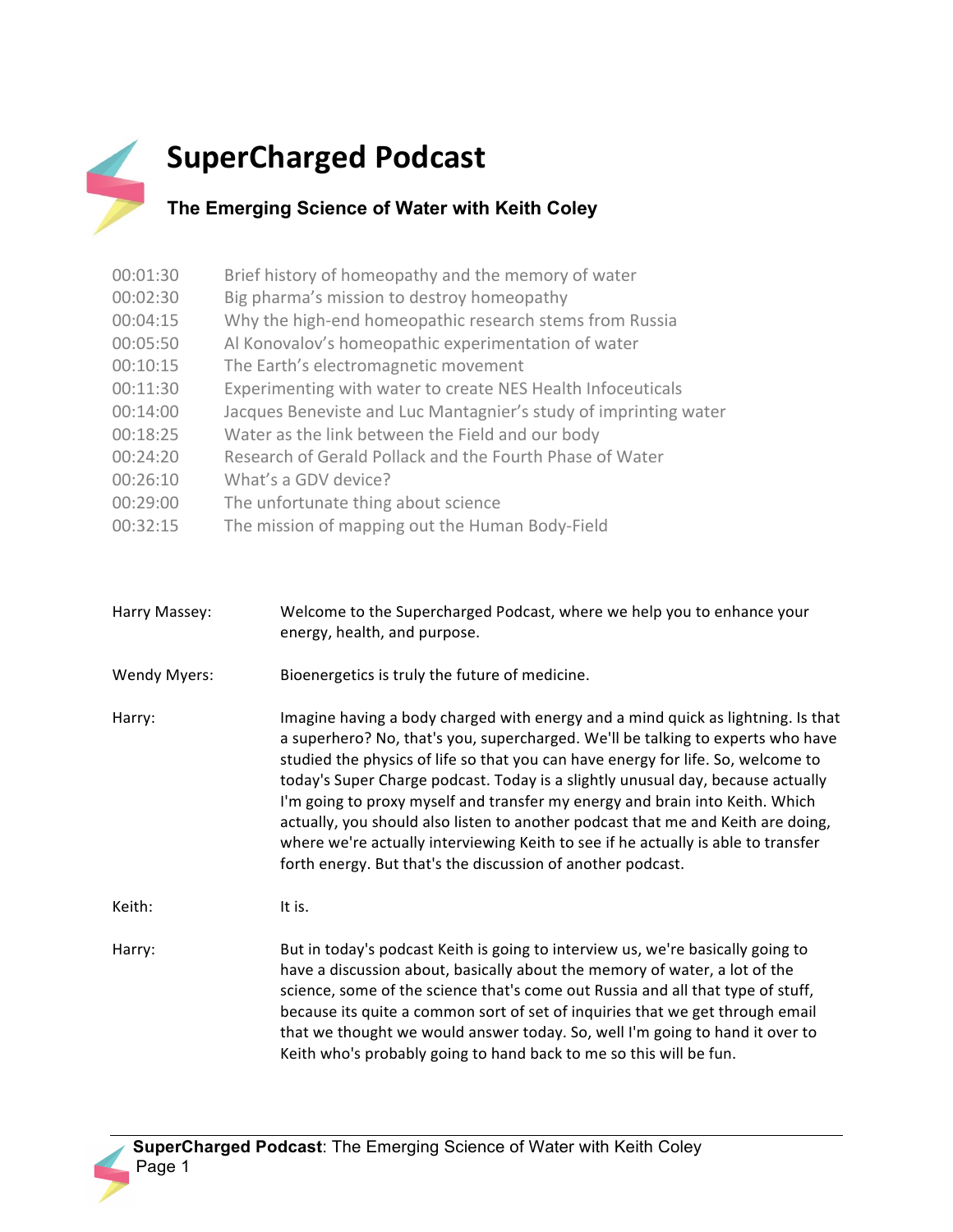# SuperCharged Podcast

### The Emerging Science of Water with Keith Coley

| | |
|---|---|
| 00:01:30 | Brief history of homeopathy and the memory of water |
| 00:02:30 | Big pharma's mission to destroy homeopathy |
| 00:04:15 | Why the high-end homeopathic research stems from Russia |
| 00:05:50 | Al Konovalov's homeopathic experimentation of water |
| 00:10:15 | The Earth's electromagnetic movement |
| 00:11:30 | Experimenting with water to create NES Health Infoceuticals |
| 00:14:00 | Jacques Beneviste and Luc Mantagnier's study of imprinting water |
| 00:18:25 | Water as the link between the Field and our body |
| 00:24:20 | Research of Gerald Pollack and the Fourth Phase of Water |
| 00:26:10 | What's a GDV device? |
| 00:29:00 | The unfortunate thing about science |
| 00:32:15 | The mission of mapping out the Human Body-Field |

**Harry Massey:** Welcome to the Supercharged Podcast, where we help you to enhance your energy, health, and purpose.

**Wendy Myers:** Bioenergetics is truly the future of medicine.

**Harry:** Imagine having a body charged with energy and a mind quick as lightning. Is that a superhero? No, that's you, supercharged. We'll be talking to experts who have studied the physics of life so that you can have energy for life. So, welcome to today's Super Charge podcast. Today is a slightly unusual day, because actually I'm going to proxy myself and transfer my energy and brain into Keith. Which actually, you should also listen to another podcast that me and Keith are doing, where we're actually interviewing Keith to see if he actually is able to transfer forth energy. But that's the discussion of another podcast.

**Keith:** It is.

**Harry:** But in today's podcast Keith is going to interview us, we're basically going to have a discussion about, basically about the memory of water, a lot of the science, some of the science that's come out Russia and all that type of stuff, because its quite a common sort of set of inquiries that we get through email that we thought we would answer today. So, well I'm going to hand it over to Keith who's probably going to hand back to me so this will be fun.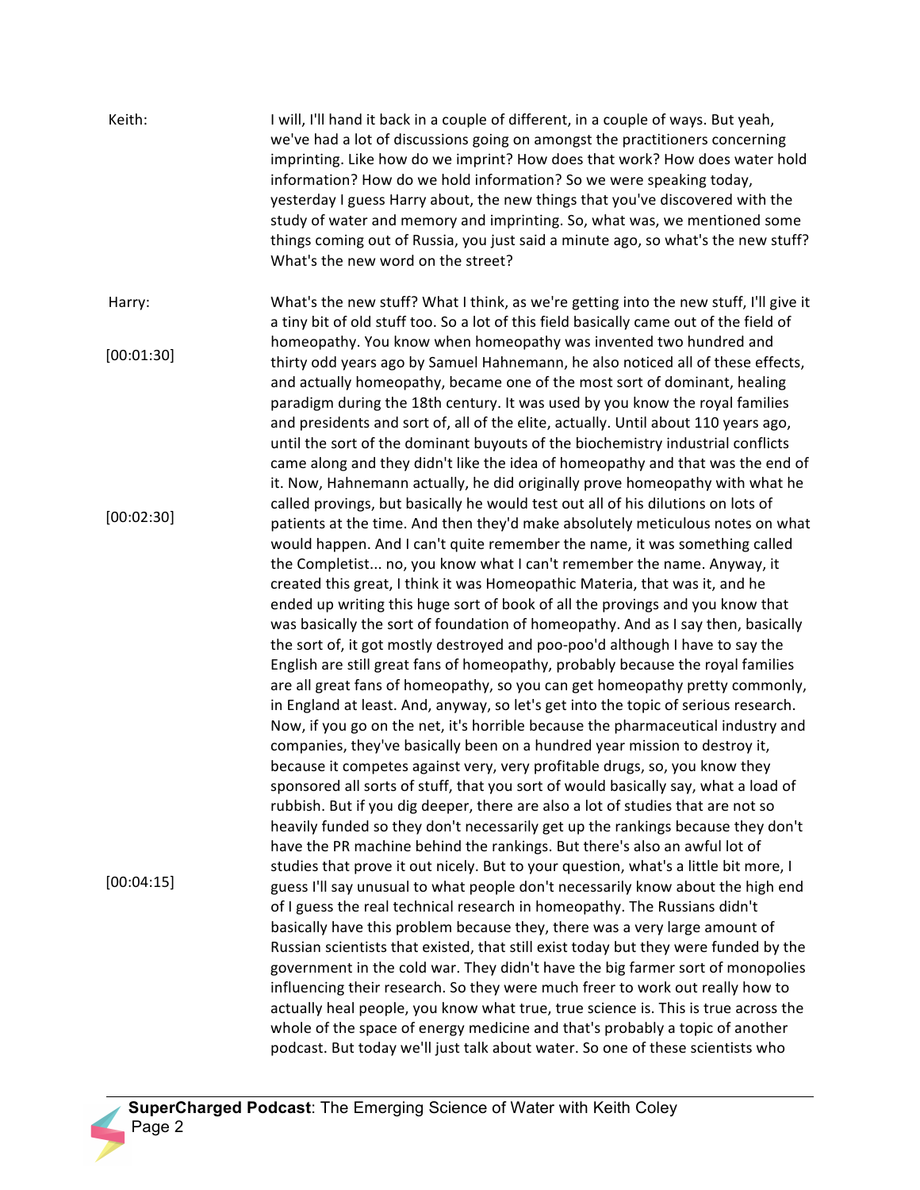Keith: I will, I'll hand it back in a couple of different, in a couple of ways. But yeah, we've had a lot of discussions going on amongst the practitioners concerning imprinting. Like how do we imprint? How does that work? How does water hold information? How do we hold information? So we were speaking today, yesterday I guess Harry about, the new things that you've discovered with the study of water and memory and imprinting. So, what was, we mentioned some things coming out of Russia, you just said a minute ago, so what's the new stuff? What's the new word on the street?

Harry: What's the new stuff? What I think, as we're getting into the new stuff, I'll give it a tiny bit of old stuff too. So a lot of this field basically came out of the field of homeopathy. You know when homeopathy was invented two hundred and thirty odd years ago by Samuel Hahnemann, he also noticed all of these effects, and actually homeopathy, became one of the most sort of dominant, healing paradigm during the 18th century. It was used by you know the royal families and presidents and sort of, all of the elite, actually. Until about 110 years ago, until the sort of the dominant buyouts of the biochemistry industrial conflicts came along and they didn't like the idea of homeopathy and that was the end of it. Now, Hahnemann actually, he did originally prove homeopathy with what he called provings, but basically he would test out all of his dilutions on lots of patients at the time. And then they'd make absolutely meticulous notes on what would happen. And I can't quite remember the name, it was something called the Completist... no, you know what I can't remember the name. Anyway, it created this great, I think it was Homeopathic Materia, that was it, and he ended up writing this huge sort of book of all the provings and you know that was basically the sort of foundation of homeopathy. And as I say then, basically the sort of, it got mostly destroyed and poo-poo'd although I have to say the English are still great fans of homeopathy, probably because the royal families are all great fans of homeopathy, so you can get homeopathy pretty commonly, in England at least. And, anyway, so let's get into the topic of serious research. Now, if you go on the net, it's horrible because the pharmaceutical industry and companies, they've basically been on a hundred year mission to destroy it, because it competes against very, very profitable drugs, so, you know they sponsored all sorts of stuff, that you sort of would basically say, what a load of rubbish. But if you dig deeper, there are also a lot of studies that are not so heavily funded so they don't necessarily get up the rankings because they don't have the PR machine behind the rankings. But there's also an awful lot of studies that prove it out nicely. But to your question, what's a little bit more, I guess I'll say unusual to what people don't necessarily know about the high end of I guess the real technical research in homeopathy. The Russians didn't basically have this problem because they, there was a very large amount of Russian scientists that existed, that still exist today but they were funded by the government in the cold war. They didn't have the big farmer sort of monopolies influencing their research. So they were much freer to work out really how to actually heal people, you know what true, true science is. This is true across the whole of the space of energy medicine and that's probably a topic of another podcast. But today we'll just talk about water. So one of these scientists who

[00:01:30]

[00:02:30]

[00:04:15]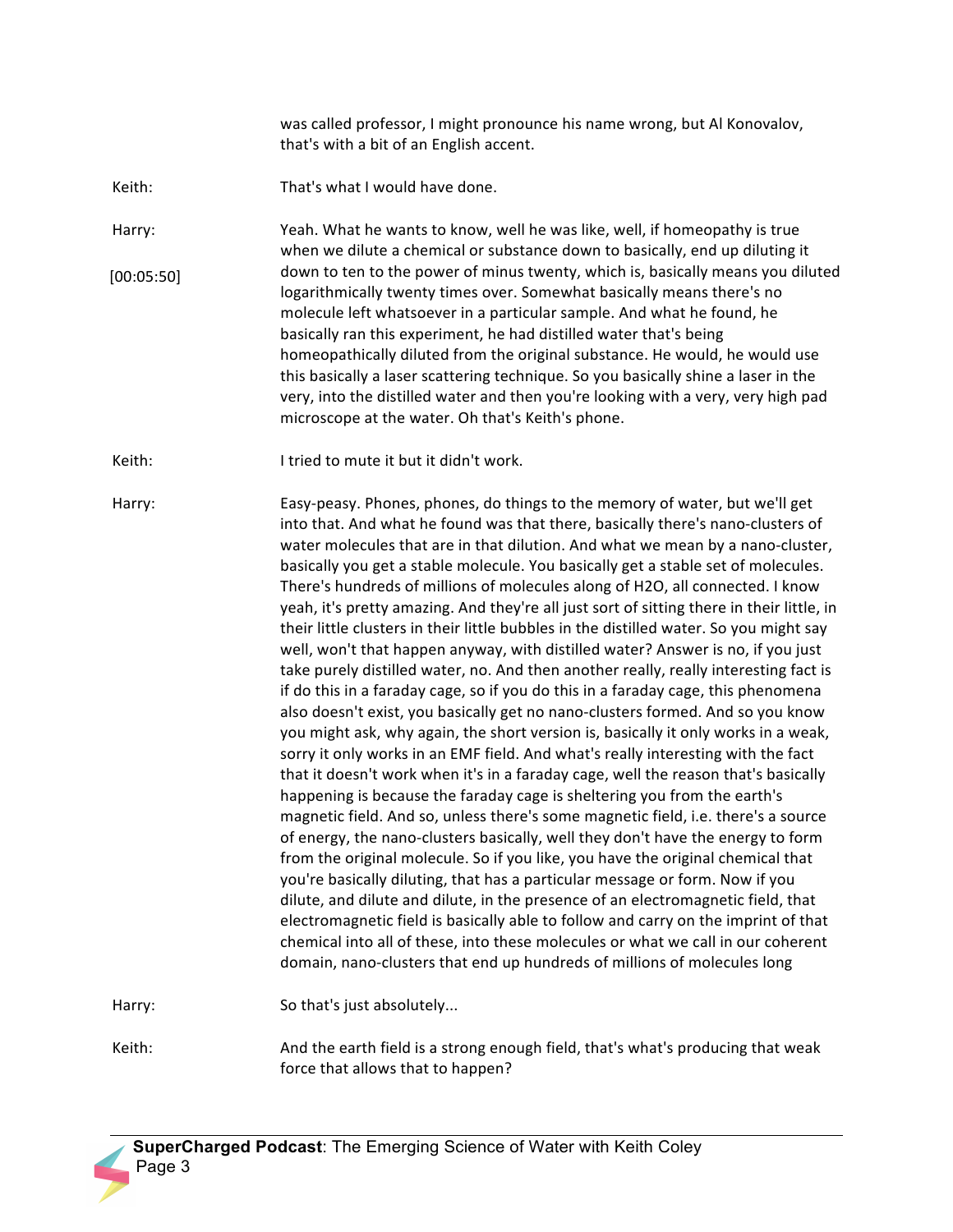was called professor, I might pronounce his name wrong, but Al Konovalov, that's with a bit of an English accent.

**Keith:** That's what I would have done.

**Harry:** Yeah. What he wants to know, well he was like, well, if homeopathy is true when we dilute a chemical or substance down to basically, end up diluting it down to ten to the power of minus twenty, which is, basically means you diluted logarithmically twenty times over. Somewhat basically means there's no molecule left whatsoever in a particular sample. And what he found, he basically ran this experiment, he had distilled water that's being homeopathically diluted from the original substance. He would, he would use this basically a laser scattering technique. So you basically shine a laser in the very, into the distilled water and then you're looking with a very, very high pad microscope at the water. Oh that's Keith's phone.

[00:05:50]

**Keith:** I tried to mute it but it didn't work.

**Harry:** Easy-peasy. Phones, phones, do things to the memory of water, but we'll get into that. And what he found was that there, basically there's nano-clusters of water molecules that are in that dilution. And what we mean by a nano-cluster, basically you get a stable molecule. You basically get a stable set of molecules. There's hundreds of millions of molecules along of $H_2O$, all connected. I know yeah, it's pretty amazing. And they're all just sort of sitting there in their little, in their little clusters in their little bubbles in the distilled water. So you might say well, won't that happen anyway, with distilled water? Answer is no, if you just take purely distilled water, no. And then another really, really interesting fact is if do this in a faraday cage, so if you do this in a faraday cage, this phenomena also doesn't exist, you basically get no nano-clusters formed. And so you know you might ask, why again, the short version is, basically it only works in a weak, sorry it only works in an EMF field. And what's really interesting with the fact that it doesn't work when it's in a faraday cage, well the reason that's basically happening is because the faraday cage is sheltering you from the earth's magnetic field. And so, unless there's some magnetic field, i.e. there's a source of energy, the nano-clusters basically, well they don't have the energy to form from the original molecule. So if you like, you have the original chemical that you're basically diluting, that has a particular message or form. Now if you dilute, and dilute and dilute, in the presence of an electromagnetic field, that electromagnetic field is basically able to follow and carry on the imprint of that chemical into all of these, into these molecules or what we call in our coherent domain, nano-clusters that end up hundreds of millions of molecules long

**Harry:** So that's just absolutely...

**Keith:** And the earth field is a strong enough field, that's what's producing that weak force that allows that to happen?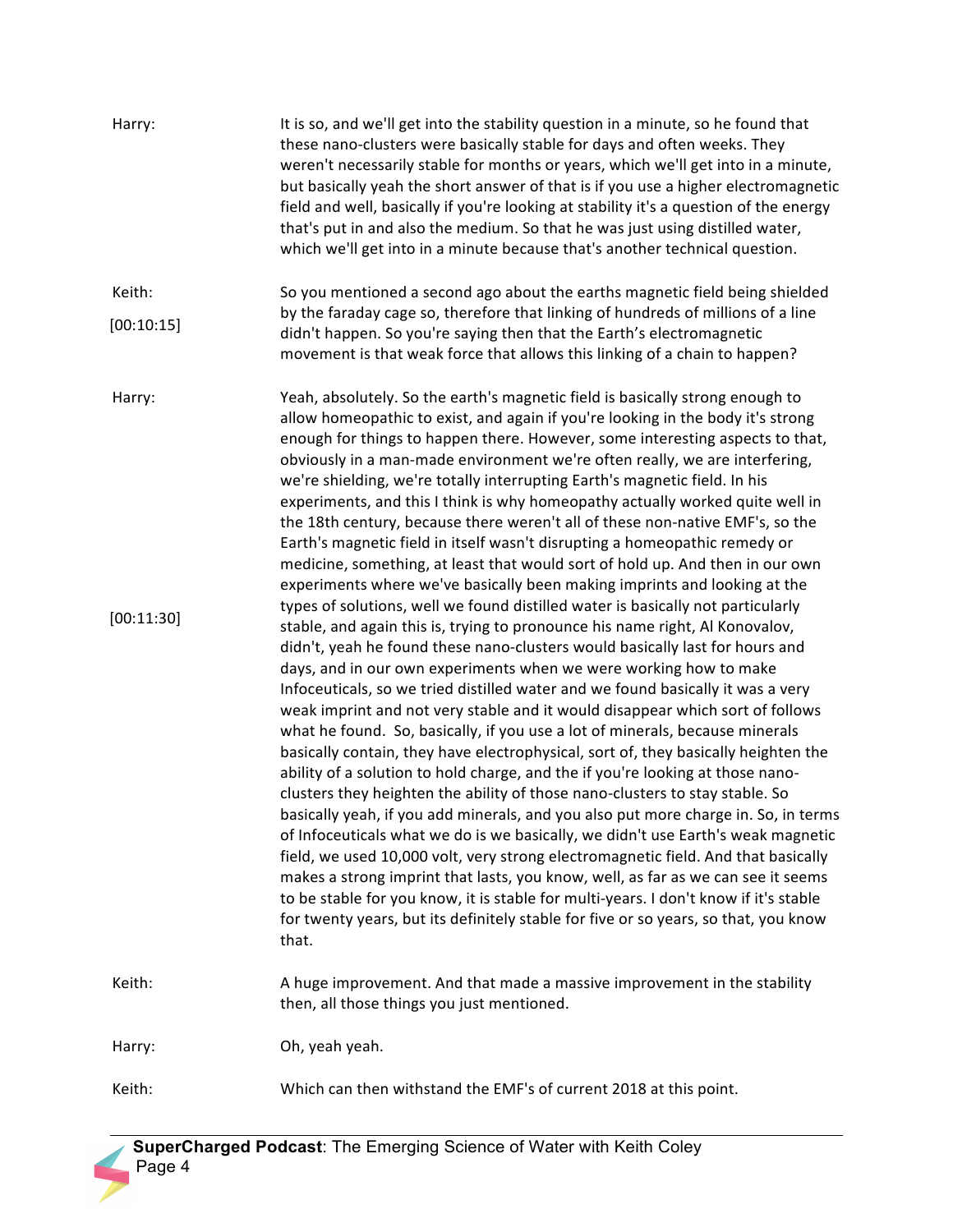Harry: It is so, and we'll get into the stability question in a minute, so he found that these nano-clusters were basically stable for days and often weeks. They weren't necessarily stable for months or years, which we'll get into in a minute, but basically yeah the short answer of that is if you use a higher electromagnetic field and well, basically if you're looking at stability it's a question of the energy that's put in and also the medium. So that he was just using distilled water, which we'll get into in a minute because that's another technical question.

Keith: [00:10:15] So you mentioned a second ago about the earths magnetic field being shielded by the faraday cage so, therefore that linking of hundreds of millions of a line didn't happen. So you're saying then that the Earth's electromagnetic movement is that weak force that allows this linking of a chain to happen?

Harry: Yeah, absolutely. So the earth's magnetic field is basically strong enough to allow homeopathic to exist, and again if you're looking in the body it's strong enough for things to happen there. However, some interesting aspects to that, obviously in a man-made environment we're often really, we are interfering, we're shielding, we're totally interrupting Earth's magnetic field. In his experiments, and this I think is why homeopathy actually worked quite well in the 18th century, because there weren't all of these non-native EMF's, so the Earth's magnetic field in itself wasn't disrupting a homeopathic remedy or medicine, something, at least that would sort of hold up. And then in our own experiments where we've basically been making imprints and looking at the types of solutions, well we found distilled water is basically not particularly stable, and again this is, trying to pronounce his name right, Al Konovalov, didn't, yeah he found these nano-clusters would basically last for hours and days, and in our own experiments when we were working how to make Infoceuticals, so we tried distilled water and we found basically it was a very weak imprint and not very stable and it would disappear which sort of follows what he found. So, basically, if you use a lot of minerals, because minerals basically contain, they have electrophysical, sort of, they basically heighten the ability of a solution to hold charge, and the if you're looking at those nano-clusters they heighten the ability of those nano-clusters to stay stable. So basically yeah, if you add minerals, and you also put more charge in. So, in terms of Infoceuticals what we do is we basically, we didn't use Earth's weak magnetic field, we used 10,000 volt, very strong electromagnetic field. And that basically makes a strong imprint that lasts, you know, well, as far as we can see it seems to be stable for you know, it is stable for multi-years. I don't know if it's stable for twenty years, but its definitely stable for five or so years, so that, you know that. [00:11:30]

Keith: A huge improvement. And that made a massive improvement in the stability then, all those things you just mentioned.

Harry: Oh, yeah yeah.

Keith: Which can then withstand the EMF's of current 2018 at this point.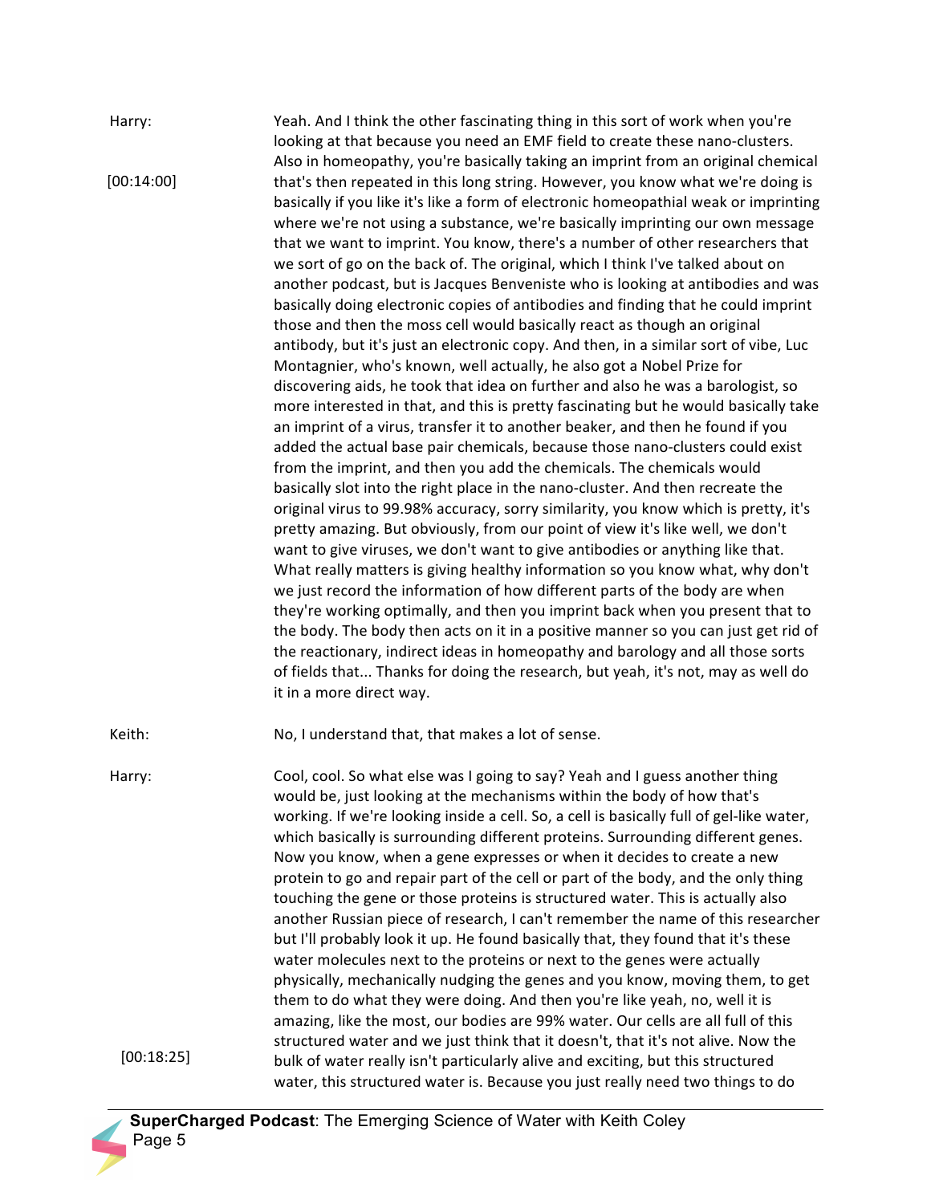Harry: Yeah. And I think the other fascinating thing in this sort of work when you're looking at that because you need an EMF field to create these nano-clusters. Also in homeopathy, you're basically taking an imprint from an original chemical that's then repeated in this long string. However, you know what we're doing is basically if you like it's like a form of electronic homeopathial weak or imprinting where we're not using a substance, we're basically imprinting our own message that we want to imprint. You know, there's a number of other researchers that we sort of go on the back of. The original, which I think I've talked about on another podcast, but is Jacques Benveniste who is looking at antibodies and was basically doing electronic copies of antibodies and finding that he could imprint those and then the moss cell would basically react as though an original antibody, but it's just an electronic copy. And then, in a similar sort of vibe, Luc Montagnier, who's known, well actually, he also got a Nobel Prize for discovering aids, he took that idea on further and also he was a barologist, so more interested in that, and this is pretty fascinating but he would basically take an imprint of a virus, transfer it to another beaker, and then he found if you added the actual base pair chemicals, because those nano-clusters could exist from the imprint, and then you add the chemicals. The chemicals would basically slot into the right place in the nano-cluster. And then recreate the original virus to 99.98% accuracy, sorry similarity, you know which is pretty, it's pretty amazing. But obviously, from our point of view it's like well, we don't want to give viruses, we don't want to give antibodies or anything like that. What really matters is giving healthy information so you know what, why don't we just record the information of how different parts of the body are when they're working optimally, and then you imprint back when you present that to the body. The body then acts on it in a positive manner so you can just get rid of the reactionary, indirect ideas in homeopathy and barology and all those sorts of fields that... Thanks for doing the research, but yeah, it's not, may as well do it in a more direct way.

[00:14:00]

Keith: No, I understand that, that makes a lot of sense.

Harry: Cool, cool. So what else was I going to say? Yeah and I guess another thing would be, just looking at the mechanisms within the body of how that's working. If we're looking inside a cell. So, a cell is basically full of gel-like water, which basically is surrounding different proteins. Surrounding different genes. Now you know, when a gene expresses or when it decides to create a new protein to go and repair part of the cell or part of the body, and the only thing touching the gene or those proteins is structured water. This is actually also another Russian piece of research, I can't remember the name of this researcher but I'll probably look it up. He found basically that, they found that it's these water molecules next to the proteins or next to the genes were actually physically, mechanically nudging the genes and you know, moving them, to get them to do what they were doing. And then you're like yeah, no, well it is amazing, like the most, our bodies are 99% water. Our cells are all full of this structured water and we just think that it doesn't, that it's not alive. Now the bulk of water really isn't particularly alive and exciting, but this structured water, this structured water is. Because you just really need two things to do

[00:18:25]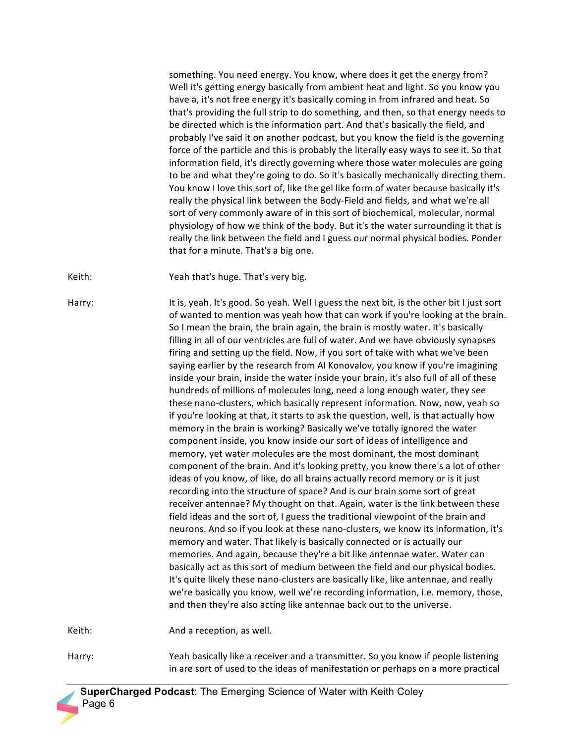something. You need energy. You know, where does it get the energy from? Well it's getting energy basically from ambient heat and light. So you know you have a, it's not free energy it's basically coming in from infrared and heat. So that's providing the full strip to do something, and then, so that energy needs to be directed which is the information part. And that's basically the field, and probably I've said it on another podcast, but you know the field is the governing force of the particle and this is probably the literally easy ways to see it. So that information field, it's directly governing where those water molecules are going to be and what they're going to do. So it's basically mechanically directing them. You know I love this sort of, like the gel like form of water because basically it's really the physical link between the Body-Field and fields, and what we're all sort of very commonly aware of in this sort of biochemical, molecular, normal physiology of how we think of the body. But it's the water surrounding it that is really the link between the field and I guess our normal physical bodies. Ponder that for a minute. That's a big one.

Keith: Yeah that's huge. That's very big.

Harry: It is, yeah. It's good. So yeah. Well I guess the next bit, is the other bit I just sort of wanted to mention was yeah how that can work if you're looking at the brain. So I mean the brain, the brain again, the brain is mostly water. It's basically filling in all of our ventricles are full of water. And we have obviously synapses firing and setting up the field. Now, if you sort of take with what we've been saying earlier by the research from Al Konovalov, you know if you're imagining inside your brain, inside the water inside your brain, it's also full of all of these hundreds of millions of molecules long, need a long enough water, they see these nano-clusters, which basically represent information. Now, now, yeah so if you're looking at that, it starts to ask the question, well, is that actually how memory in the brain is working? Basically we've totally ignored the water component inside, you know inside our sort of ideas of intelligence and memory, yet water molecules are the most dominant, the most dominant component of the brain. And it's looking pretty, you know there's a lot of other ideas of you know, of like, do all brains actually record memory or is it just recording into the structure of space? And is our brain some sort of great receiver antennae? My thought on that. Again, water is the link between these field ideas and the sort of, I guess the traditional viewpoint of the brain and neurons. And so if you look at these nano-clusters, we know its information, it's memory and water. That likely is basically connected or is actually our memories. And again, because they're a bit like antennae water. Water can basically act as this sort of medium between the field and our physical bodies. It's quite likely these nano-clusters are basically like, like antennae, and really we're basically you know, well we're recording information, i.e. memory, those, and then they're also acting like antennae back out to the universe.

Keith: And a reception, as well.

Harry: Yeah basically like a receiver and a transmitter. So you know if people listening in are sort of used to the ideas of manifestation or perhaps on a more practical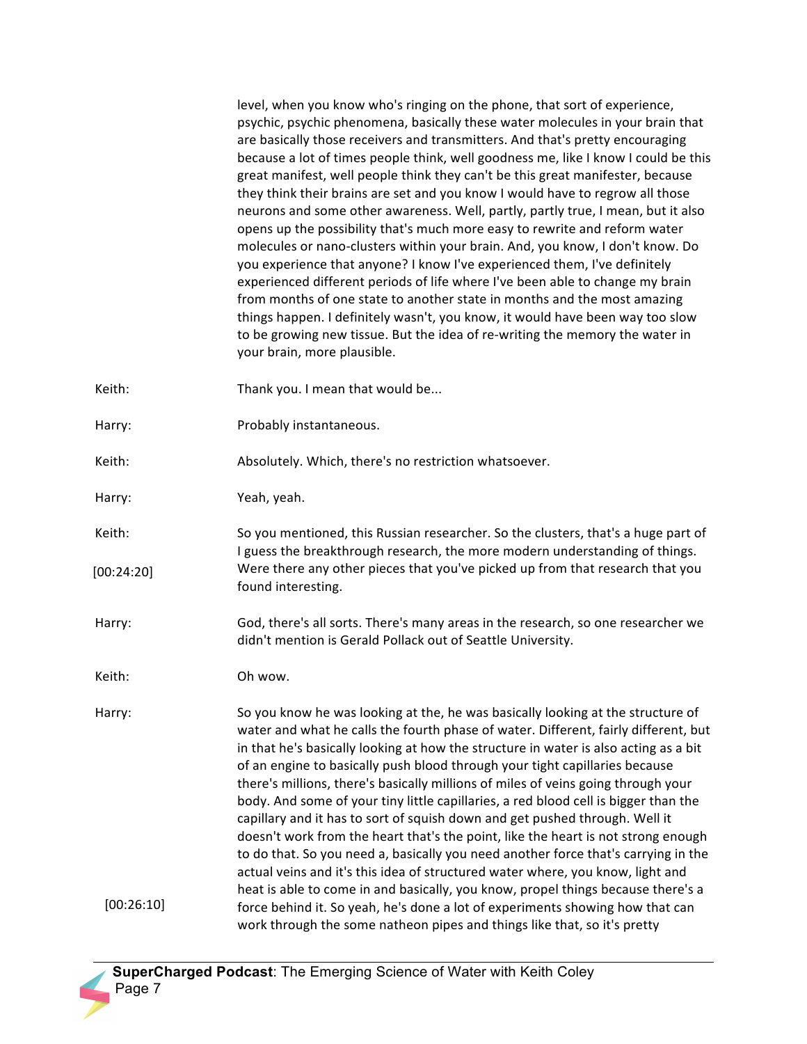level, when you know who's ringing on the phone, that sort of experience, psychic, psychic phenomena, basically these water molecules in your brain that are basically those receivers and transmitters. And that's pretty encouraging because a lot of times people think, well goodness me, like I know I could be this great manifest, well people think they can't be this great manifester, because they think their brains are set and you know I would have to regrow all those neurons and some other awareness. Well, partly, partly true, I mean, but it also opens up the possibility that's much more easy to rewrite and reform water molecules or nano-clusters within your brain. And, you know, I don't know. Do you experience that anyone? I know I've experienced them, I've definitely experienced different periods of life where I've been able to change my brain from months of one state to another state in months and the most amazing things happen. I definitely wasn't, you know, it would have been way too slow to be growing new tissue. But the idea of re-writing the memory the water in your brain, more plausible.

Keith: Thank you. I mean that would be...

Harry: Probably instantaneous.

Keith: Absolutely. Which, there's no restriction whatsoever.

Harry: Yeah, yeah.

Keith: So you mentioned, this Russian researcher. So the clusters, that's a huge part of I guess the breakthrough research, the more modern understanding of things. Were there any other pieces that you've picked up from that research that you found interesting.

[00:24:20]

Harry: God, there's all sorts. There's many areas in the research, so one researcher we didn't mention is Gerald Pollack out of Seattle University.

Keith: Oh wow.

Harry: So you know he was looking at the, he was basically looking at the structure of water and what he calls the fourth phase of water. Different, fairly different, but in that he's basically looking at how the structure in water is also acting as a bit of an engine to basically push blood through your tight capillaries because there's millions, there's basically millions of miles of veins going through your body. And some of your tiny little capillaries, a red blood cell is bigger than the capillary and it has to sort of squish down and get pushed through. Well it doesn't work from the heart that's the point, like the heart is not strong enough to do that. So you need a, basically you need another force that's carrying in the actual veins and it's this idea of structured water where, you know, light and heat is able to come in and basically, you know, propel things because there's a force behind it. So yeah, he's done a lot of experiments showing how that can work through the some natheon pipes and things like that, so it's pretty

[00:26:10]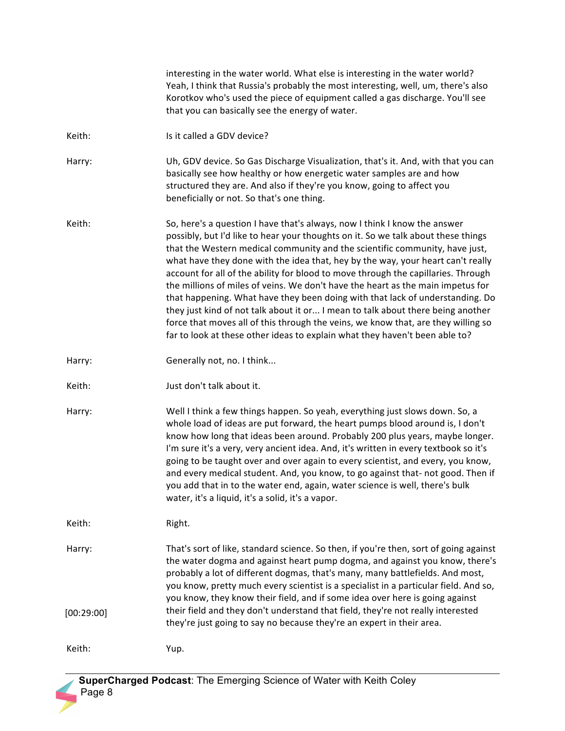interesting in the water world. What else is interesting in the water world? Yeah, I think that Russia's probably the most interesting, well, um, there's also Korotkov who's used the piece of equipment called a gas discharge. You'll see that you can basically see the energy of water.

**Keith:** Is it called a GDV device?

**Harry:** Uh, GDV device. So Gas Discharge Visualization, that's it. And, with that you can basically see how healthy or how energetic water samples are and how structured they are. And also if they're you know, going to affect you beneficially or not. So that's one thing.

**Keith:** So, here's a question I have that's always, now I think I know the answer possibly, but I'd like to hear your thoughts on it. So we talk about these things that the Western medical community and the scientific community, have just, what have they done with the idea that, hey by the way, your heart can't really account for all of the ability for blood to move through the capillaries. Through the millions of miles of veins. We don't have the heart as the main impetus for that happening. What have they been doing with that lack of understanding. Do they just kind of not talk about it or... I mean to talk about there being another force that moves all of this through the veins, we know that, are they willing so far to look at these other ideas to explain what they haven't been able to?

**Harry:** Generally not, no. I think...

**Keith:** Just don't talk about it.

**Harry:** Well I think a few things happen. So yeah, everything just slows down. So, a whole load of ideas are put forward, the heart pumps blood around is, I don't know how long that ideas been around. Probably 200 plus years, maybe longer. I'm sure it's a very, very ancient idea. And, it's written in every textbook so it's going to be taught over and over again to every scientist, and every, you know, and every medical student. And, you know, to go against that- not good. Then if you add that in to the water end, again, water science is well, there's bulk water, it's a liquid, it's a solid, it's a vapor.

**Keith:** Right.

**Harry:** That's sort of like, standard science. So then, if you're then, sort of going against the water dogma and against heart pump dogma, and against you know, there's probably a lot of different dogmas, that's many, many battlefields. And most, you know, pretty much every scientist is a specialist in a particular field. And so, you know, they know their field, and if some idea over here is going against their field and they don't understand that field, they're not really interested they're just going to say no because they're an expert in their area.

[00:29:00]

**Keith:** Yup.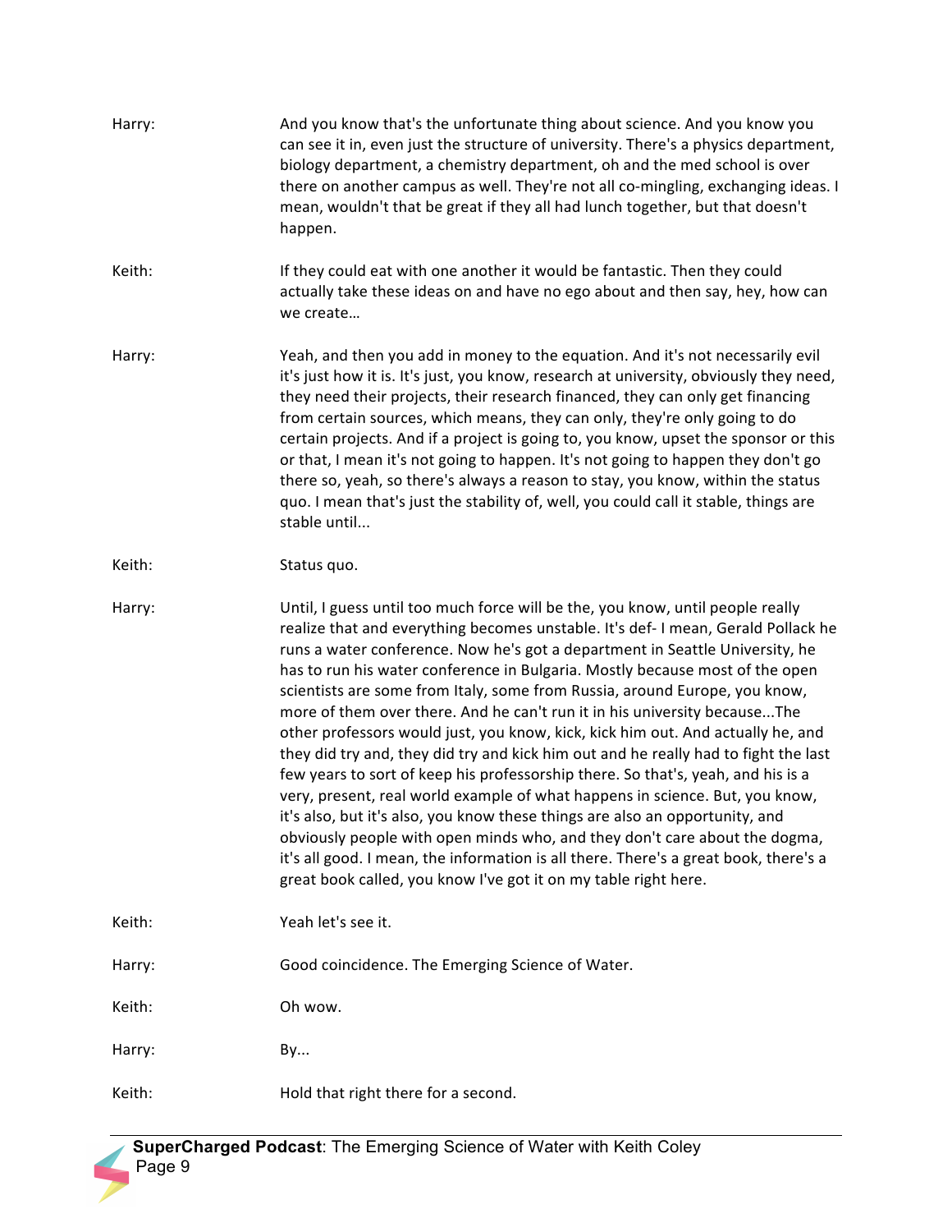Harry: And you know that's the unfortunate thing about science. And you know you can see it in, even just the structure of university. There's a physics department, biology department, a chemistry department, oh and the med school is over there on another campus as well. They're not all co-mingling, exchanging ideas. I mean, wouldn't that be great if they all had lunch together, but that doesn't happen.

Keith: If they could eat with one another it would be fantastic. Then they could actually take these ideas on and have no ego about and then say, hey, how can we create…

Harry: Yeah, and then you add in money to the equation. And it's not necessarily evil it's just how it is. It's just, you know, research at university, obviously they need, they need their projects, their research financed, they can only get financing from certain sources, which means, they can only, they're only going to do certain projects. And if a project is going to, you know, upset the sponsor or this or that, I mean it's not going to happen. It's not going to happen they don't go there so, yeah, so there's always a reason to stay, you know, within the status quo. I mean that's just the stability of, well, you could call it stable, things are stable until...

Keith: Status quo.

Harry: Until, I guess until too much force will be the, you know, until people really realize that and everything becomes unstable. It's def- I mean, Gerald Pollack he runs a water conference. Now he's got a department in Seattle University, he has to run his water conference in Bulgaria. Mostly because most of the open scientists are some from Italy, some from Russia, around Europe, you know, more of them over there. And he can't run it in his university because...The other professors would just, you know, kick, kick him out. And actually he, and they did try and, they did try and kick him out and he really had to fight the last few years to sort of keep his professorship there. So that's, yeah, and his is a very, present, real world example of what happens in science. But, you know, it's also, but it's also, you know these things are also an opportunity, and obviously people with open minds who, and they don't care about the dogma, it's all good. I mean, the information is all there. There's a great book, there's a great book called, you know I've got it on my table right here.

Keith: Yeah let's see it.

Harry: Good coincidence. The Emerging Science of Water.

Keith: Oh wow.

Harry: By...

Keith: Hold that right there for a second.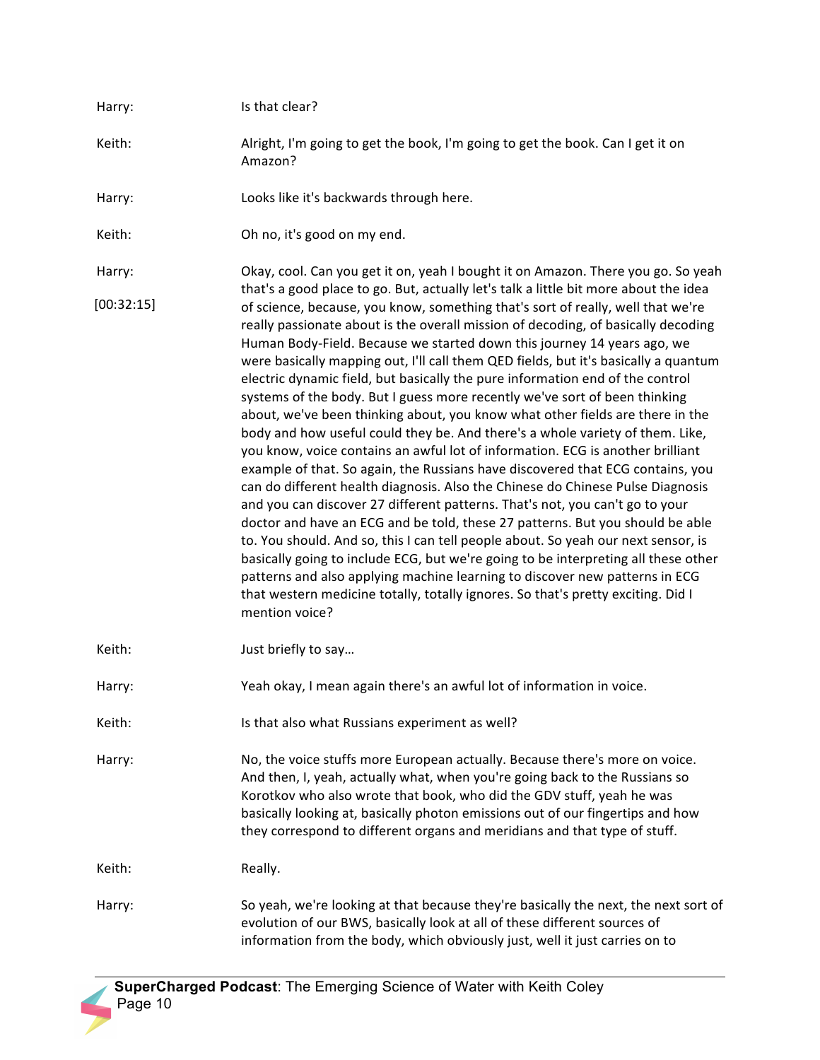Harry: Is that clear?

Keith: Alright, I'm going to get the book, I'm going to get the book. Can I get it on Amazon?

Harry: Looks like it's backwards through here.

Keith: Oh no, it's good on my end.

Harry: [00:32:15] Okay, cool. Can you get it on, yeah I bought it on Amazon. There you go. So yeah that's a good place to go. But, actually let's talk a little bit more about the idea of science, because, you know, something that's sort of really, well that we're really passionate about is the overall mission of decoding, of basically decoding Human Body-Field. Because we started down this journey 14 years ago, we were basically mapping out, I'll call them QED fields, but it's basically a quantum electric dynamic field, but basically the pure information end of the control systems of the body. But I guess more recently we've sort of been thinking about, we've been thinking about, you know what other fields are there in the body and how useful could they be. And there's a whole variety of them. Like, you know, voice contains an awful lot of information. ECG is another brilliant example of that. So again, the Russians have discovered that ECG contains, you can do different health diagnosis. Also the Chinese do Chinese Pulse Diagnosis and you can discover 27 different patterns. That's not, you can't go to your doctor and have an ECG and be told, these 27 patterns. But you should be able to. You should. And so, this I can tell people about. So yeah our next sensor, is basically going to include ECG, but we're going to be interpreting all these other patterns and also applying machine learning to discover new patterns in ECG that western medicine totally, totally ignores. So that's pretty exciting. Did I mention voice?

Keith: Just briefly to say…

Harry: Yeah okay, I mean again there's an awful lot of information in voice.

Keith: Is that also what Russians experiment as well?

Harry: No, the voice stuffs more European actually. Because there's more on voice. And then, I, yeah, actually what, when you're going back to the Russians so Korotkov who also wrote that book, who did the GDV stuff, yeah he was basically looking at, basically photon emissions out of our fingertips and how they correspond to different organs and meridians and that type of stuff.

Keith: Really.

Harry: So yeah, we're looking at that because they're basically the next, the next sort of evolution of our BWS, basically look at all of these different sources of information from the body, which obviously just, well it just carries on to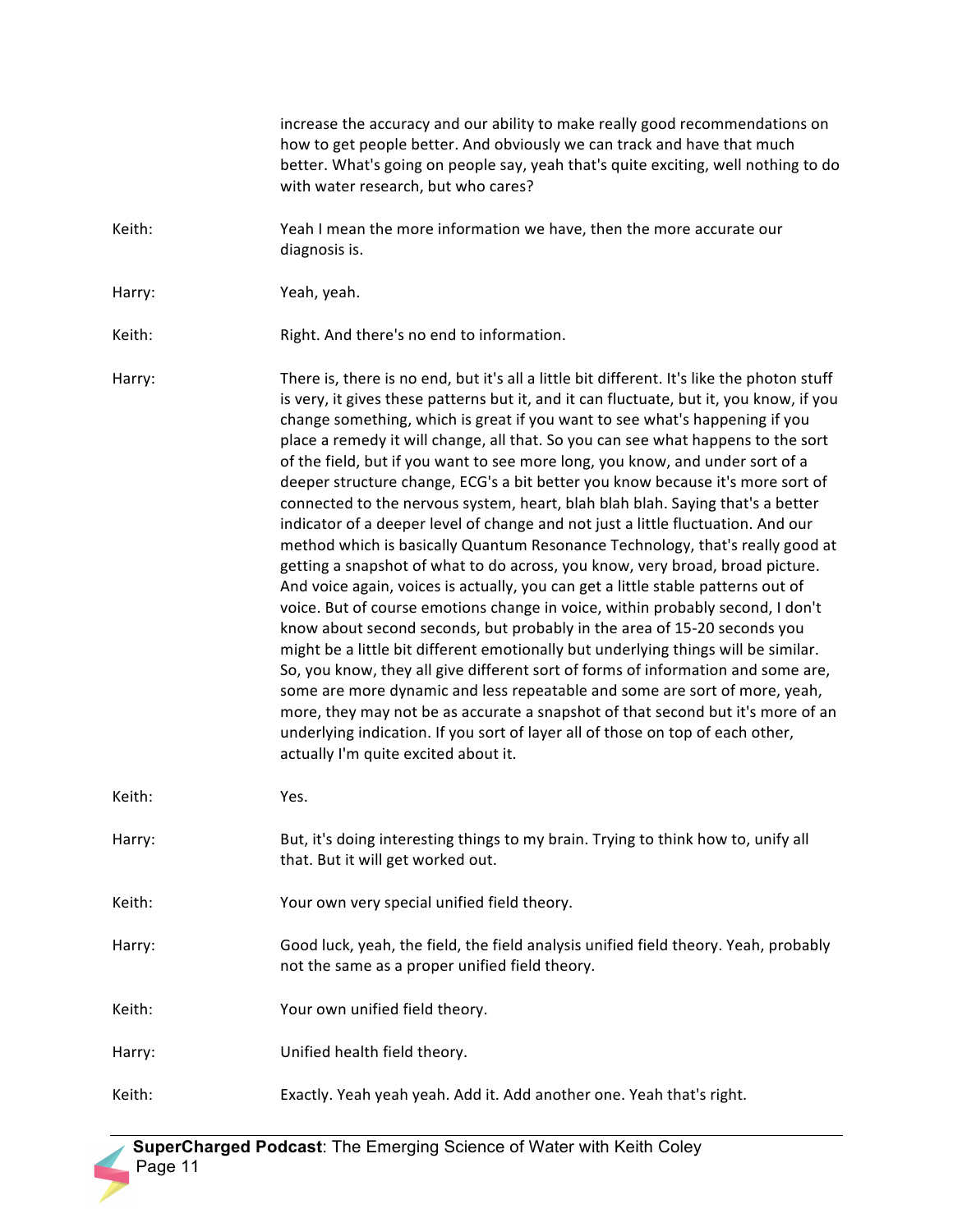increase the accuracy and our ability to make really good recommendations on how to get people better. And obviously we can track and have that much better. What's going on people say, yeah that's quite exciting, well nothing to do with water research, but who cares?

Keith: Yeah I mean the more information we have, then the more accurate our diagnosis is.

Harry: Yeah, yeah.

Keith: Right. And there's no end to information.

Harry: There is, there is no end, but it's all a little bit different. It's like the photon stuff is very, it gives these patterns but it, and it can fluctuate, but it, you know, if you change something, which is great if you want to see what's happening if you place a remedy it will change, all that. So you can see what happens to the sort of the field, but if you want to see more long, you know, and under sort of a deeper structure change, ECG's a bit better you know because it's more sort of connected to the nervous system, heart, blah blah blah. Saying that's a better indicator of a deeper level of change and not just a little fluctuation. And our method which is basically Quantum Resonance Technology, that's really good at getting a snapshot of what to do across, you know, very broad, broad picture. And voice again, voices is actually, you can get a little stable patterns out of voice. But of course emotions change in voice, within probably second, I don't know about second seconds, but probably in the area of 15-20 seconds you might be a little bit different emotionally but underlying things will be similar. So, you know, they all give different sort of forms of information and some are, some are more dynamic and less repeatable and some are sort of more, yeah, more, they may not be as accurate a snapshot of that second but it's more of an underlying indication. If you sort of layer all of those on top of each other, actually I'm quite excited about it.

Keith: Yes.

Harry: But, it's doing interesting things to my brain. Trying to think how to, unify all that. But it will get worked out.

Keith: Your own very special unified field theory.

Harry: Good luck, yeah, the field, the field analysis unified field theory. Yeah, probably not the same as a proper unified field theory.

Keith: Your own unified field theory.

Harry: Unified health field theory.

Keith: Exactly. Yeah yeah yeah. Add it. Add another one. Yeah that's right.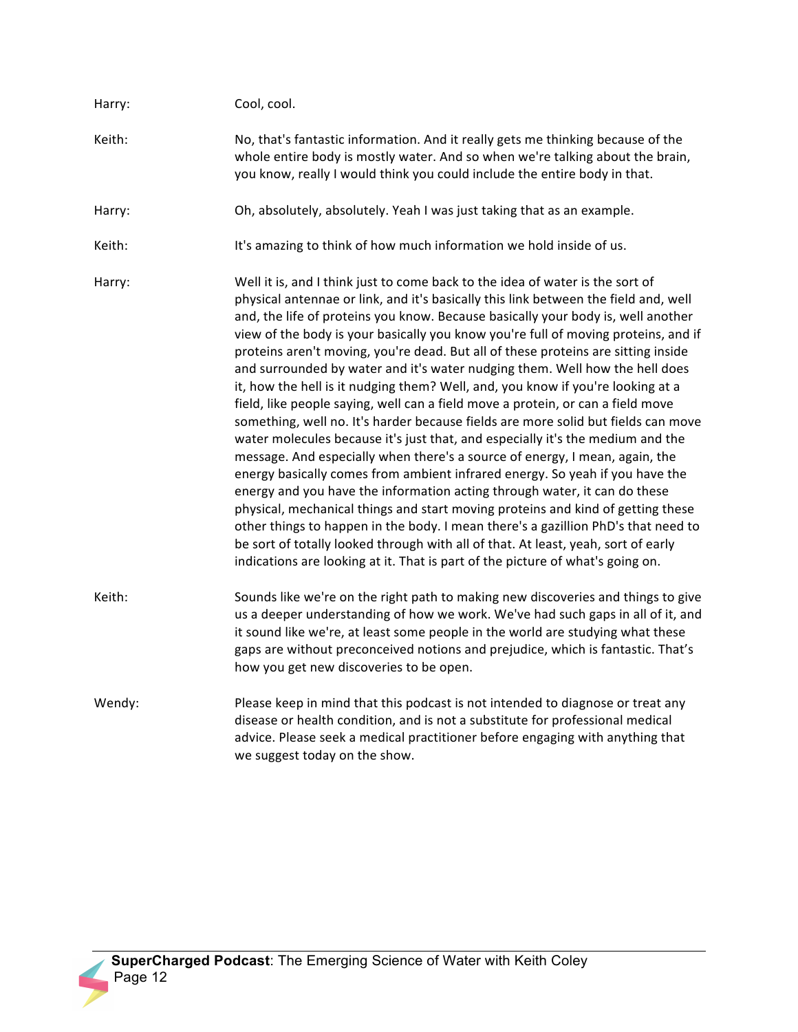Harry: Cool, cool.

Keith: No, that's fantastic information. And it really gets me thinking because of the whole entire body is mostly water. And so when we're talking about the brain, you know, really I would think you could include the entire body in that.

Harry: Oh, absolutely, absolutely. Yeah I was just taking that as an example.

Keith: It's amazing to think of how much information we hold inside of us.

Harry: Well it is, and I think just to come back to the idea of water is the sort of physical antennae or link, and it's basically this link between the field and, well and, the life of proteins you know. Because basically your body is, well another view of the body is your basically you know you're full of moving proteins, and if proteins aren't moving, you're dead. But all of these proteins are sitting inside and surrounded by water and it's water nudging them. Well how the hell does it, how the hell is it nudging them? Well, and, you know if you're looking at a field, like people saying, well can a field move a protein, or can a field move something, well no. It's harder because fields are more solid but fields can move water molecules because it's just that, and especially it's the medium and the message. And especially when there's a source of energy, I mean, again, the energy basically comes from ambient infrared energy. So yeah if you have the energy and you have the information acting through water, it can do these physical, mechanical things and start moving proteins and kind of getting these other things to happen in the body. I mean there's a gazillion PhD's that need to be sort of totally looked through with all of that. At least, yeah, sort of early indications are looking at it. That is part of the picture of what's going on.

Keith: Sounds like we're on the right path to making new discoveries and things to give us a deeper understanding of how we work. We've had such gaps in all of it, and it sound like we're, at least some people in the world are studying what these gaps are without preconceived notions and prejudice, which is fantastic. That's how you get new discoveries to be open.

Wendy: Please keep in mind that this podcast is not intended to diagnose or treat any disease or health condition, and is not a substitute for professional medical advice. Please seek a medical practitioner before engaging with anything that we suggest today on the show.